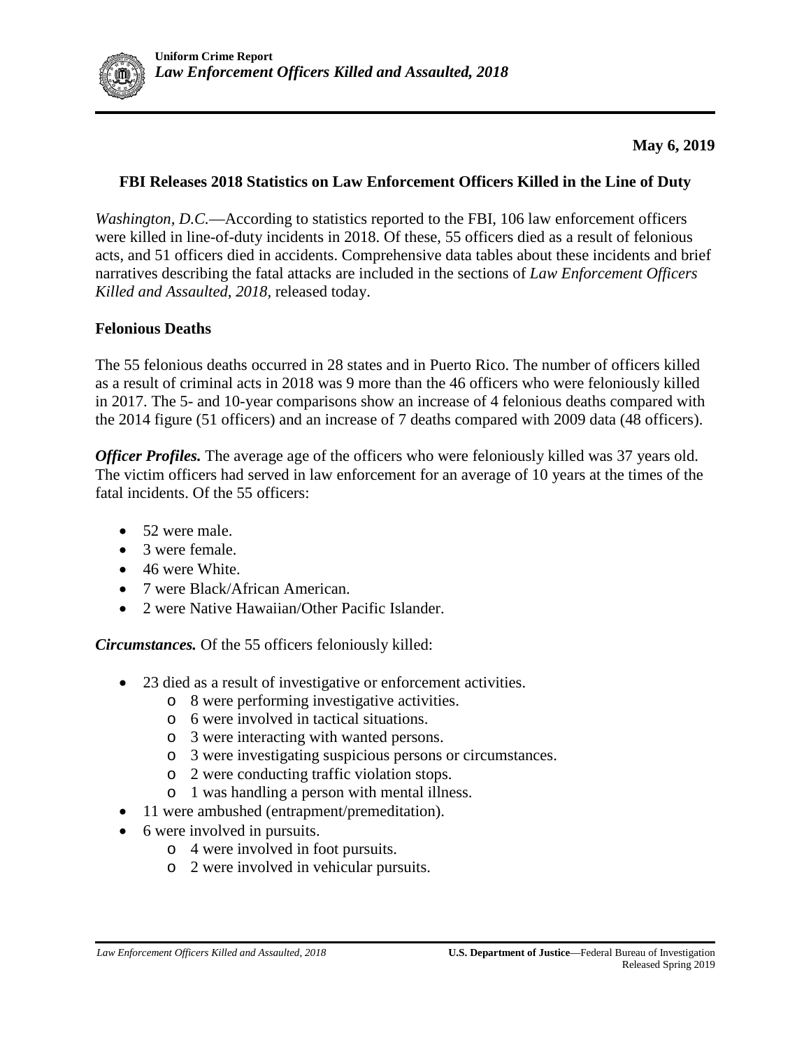**May 6, 2019**

## FBI Releases 2018 Statistics on Law Enforcement Officers Killed in the Line of Duty

*Washington, D.C.*—According to statistics reported to the FBI, 106 law enforcement officers were killed in line-of-duty incidents in 2018. Of these, 55 officers died as a result of felonious acts, and 51 officers died in accidents. Comprehensive data tables about these incidents and brief narratives describing the fatal attacks are included in the sections of *Law Enforcement Officers Killed and Assaulted, 2018*, released today.

### Felonious Deaths

The 55 felonious deaths occurred in 28 states and in Puerto Rico. The number of officers killed as a result of criminal acts in 2018 was 9 more than the 46 officers who were feloniously killed in 2017. The 5- and 10-year comparisons show an increase of 4 felonious deaths compared with the 2014 figure (51 officers) and an increase of 7 deaths compared with 2009 data (48 officers).

***Officer Profiles.*** The average age of the officers who were feloniously killed was 37 years old. The victim officers had served in law enforcement for an average of 10 years at the times of the fatal incidents. Of the 55 officers:

- 52 were male.
- 3 were female.
- 46 were White.
- 7 were Black/African American.
- 2 were Native Hawaiian/Other Pacific Islander.

***Circumstances.*** Of the 55 officers feloniously killed:

- 23 died as a result of investigative or enforcement activities.
  - 8 were performing investigative activities.
  - 6 were involved in tactical situations.
  - 3 were interacting with wanted persons.
  - 3 were investigating suspicious persons or circumstances.
  - 2 were conducting traffic violation stops.
  - 1 was handling a person with mental illness.
- 11 were ambushed (entrapment/premeditation).
- 6 were involved in pursuits.
  - 4 were involved in foot pursuits.
  - 2 were involved in vehicular pursuits.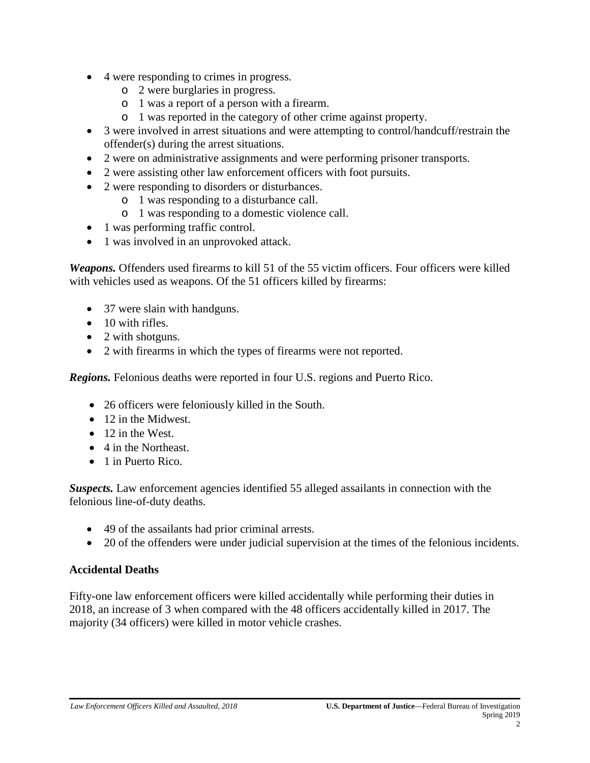- 4 were responding to crimes in progress.
  - 2 were burglaries in progress.
  - 1 was a report of a person with a firearm.
  - 1 was reported in the category of other crime against property.
- 3 were involved in arrest situations and were attempting to control/handcuff/restrain the offender(s) during the arrest situations.
- 2 were on administrative assignments and were performing prisoner transports.
- 2 were assisting other law enforcement officers with foot pursuits.
- 2 were responding to disorders or disturbances.
  - 1 was responding to a disturbance call.
  - 1 was responding to a domestic violence call.
- 1 was performing traffic control.
- 1 was involved in an unprovoked attack.

***Weapons.*** Offenders used firearms to kill 51 of the 55 victim officers. Four officers were killed with vehicles used as weapons. Of the 51 officers killed by firearms:

- 37 were slain with handguns.
- 10 with rifles.
- 2 with shotguns.
- 2 with firearms in which the types of firearms were not reported.

***Regions.*** Felonious deaths were reported in four U.S. regions and Puerto Rico.

- 26 officers were feloniously killed in the South.
- 12 in the Midwest.
- 12 in the West.
- 4 in the Northeast.
- 1 in Puerto Rico.

***Suspects.*** Law enforcement agencies identified 55 alleged assailants in connection with the felonious line-of-duty deaths.

- 49 of the assailants had prior criminal arrests.
- 20 of the offenders were under judicial supervision at the times of the felonious incidents.

## Accidental Deaths

Fifty-one law enforcement officers were killed accidentally while performing their duties in 2018, an increase of 3 when compared with the 48 officers accidentally killed in 2017. The majority (34 officers) were killed in motor vehicle crashes.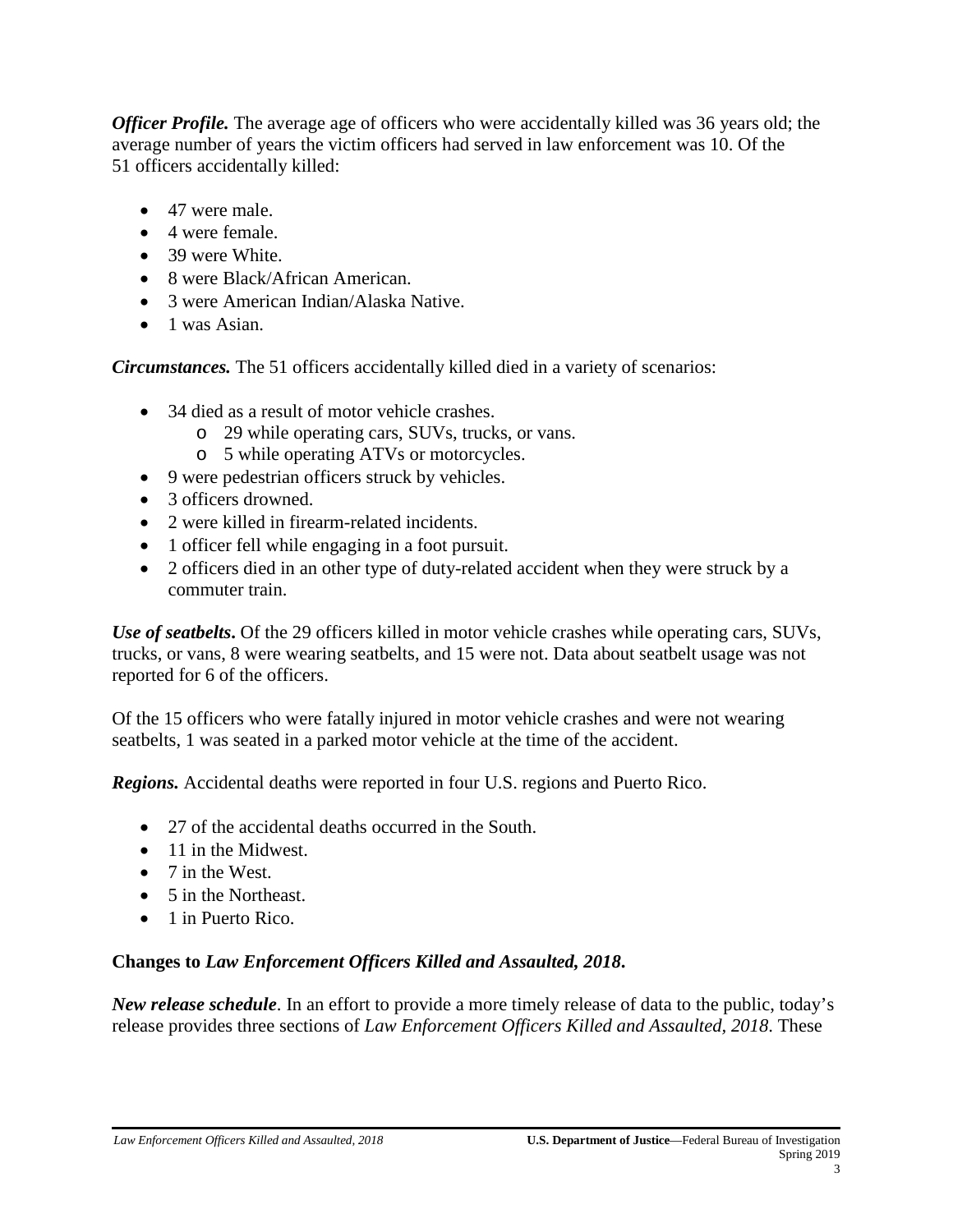***Officer Profile.*** The average age of officers who were accidentally killed was 36 years old; the average number of years the victim officers had served in law enforcement was 10. Of the 51 officers accidentally killed:

- 47 were male.
- 4 were female.
- 39 were White.
- 8 were Black/African American.
- 3 were American Indian/Alaska Native.
- 1 was Asian.

***Circumstances.*** The 51 officers accidentally killed died in a variety of scenarios:

- 34 died as a result of motor vehicle crashes.
  - 29 while operating cars, SUVs, trucks, or vans.
  - 5 while operating ATVs or motorcycles.
- 9 were pedestrian officers struck by vehicles.
- 3 officers drowned.
- 2 were killed in firearm-related incidents.
- 1 officer fell while engaging in a foot pursuit.
- 2 officers died in an other type of duty-related accident when they were struck by a commuter train.

***Use of seatbelts*****.** Of the 29 officers killed in motor vehicle crashes while operating cars, SUVs, trucks, or vans, 8 were wearing seatbelts, and 15 were not. Data about seatbelt usage was not reported for 6 of the officers.

Of the 15 officers who were fatally injured in motor vehicle crashes and were not wearing seatbelts, 1 was seated in a parked motor vehicle at the time of the accident.

***Regions.*** Accidental deaths were reported in four U.S. regions and Puerto Rico.

- 27 of the accidental deaths occurred in the South.
- 11 in the Midwest.
- 7 in the West.
- 5 in the Northeast.
- 1 in Puerto Rico.

**Changes to *Law Enforcement Officers Killed and Assaulted, 2018*.**

***New release schedule***. In an effort to provide a more timely release of data to the public, today's release provides three sections of *Law Enforcement Officers Killed and Assaulted, 2018*. These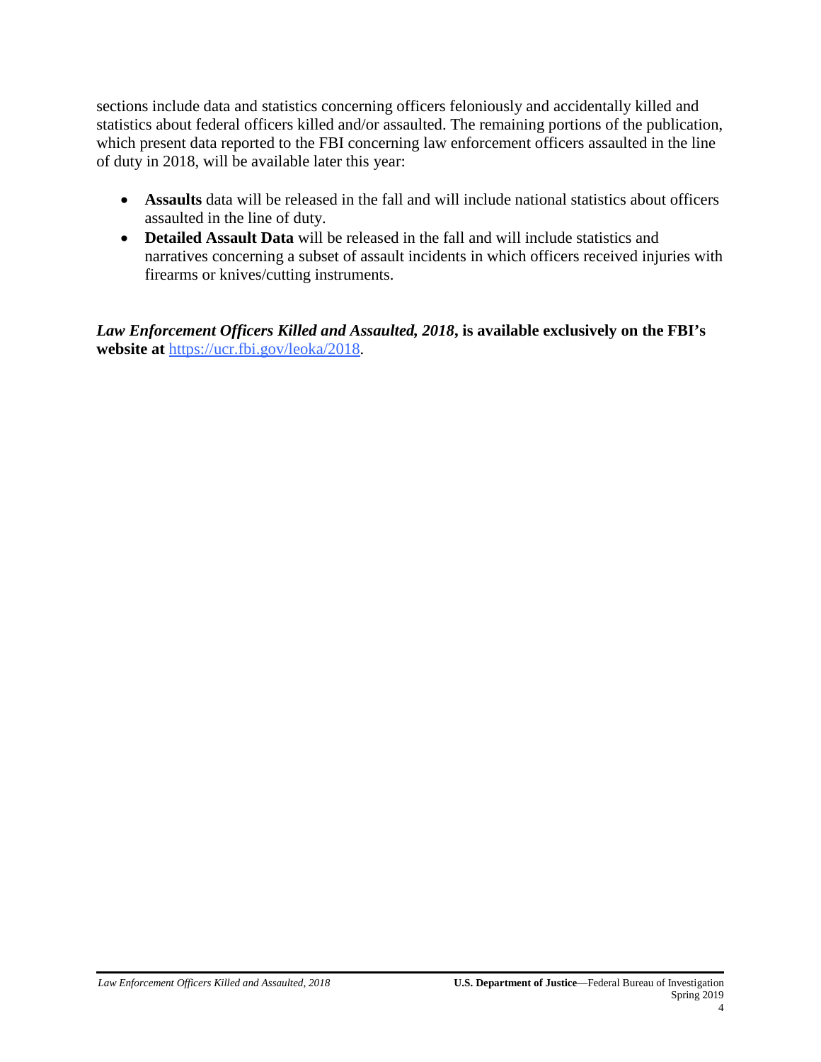sections include data and statistics concerning officers feloniously and accidentally killed and statistics about federal officers killed and/or assaulted. The remaining portions of the publication, which present data reported to the FBI concerning law enforcement officers assaulted in the line of duty in 2018, will be available later this year:

- **Assaults** data will be released in the fall and will include national statistics about officers assaulted in the line of duty.
- **Detailed Assault Data** will be released in the fall and will include statistics and narratives concerning a subset of assault incidents in which officers received injuries with firearms or knives/cutting instruments.

***Law Enforcement Officers Killed and Assaulted, 2018*, is available exclusively on the FBI's website at** https://ucr.fbi.gov/leoka/2018.